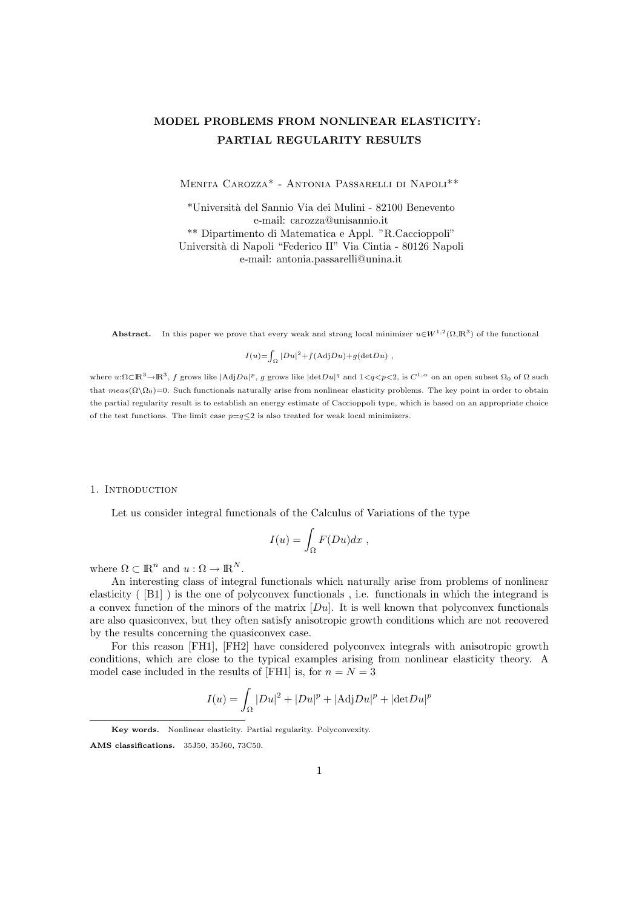# MODEL PROBLEMS FROM NONLINEAR ELASTICITY: PARTIAL REGULARITY RESULTS

Menita Carozza* - Antonia Passarelli di Napoli**

*Università del Sannio Via dei Mulini - 82100 Benevento
e-mail: carozza@unisannio.it
** Dipartimento di Matematica e Appl. "R.Caccioppoli"
Università di Napoli "Federico II" Via Cintia - 80126 Napoli
e-mail: antonia.passarelli@unina.it

**Abstract.** In this paper we prove that every weak and strong local minimizer $u \in W^{1,2}(\Omega, \mathbb{R}^3)$ of the functional

$$I(u) = \int_\Omega |Du|^2 + f(\mathrm{Adj}Du) + g(\det Du) \ ,$$

where $u : \Omega \subset \mathbb{R}^3 \to \mathbb{R}^3$, $f$ grows like $|\mathrm{Adj}Du|^p$, $g$ grows like $|\det Du|^q$ and $1 < q < p < 2$, is $C^{1,\alpha}$ on an open subset $\Omega_0$ of $\Omega$ such that $meas(\Omega \setminus \Omega_0) = 0$. Such functionals naturally arise from nonlinear elasticity problems. The key point in order to obtain the partial regularity result is to establish an energy estimate of Caccioppoli type, which is based on an appropriate choice of the test functions. The limit case $p = q \leq 2$ is also treated for weak local minimizers.

## 1. Introduction

Let us consider integral functionals of the Calculus of Variations of the type

$$I(u) = \int_\Omega F(Du)dx \ ,$$

where $\Omega \subset \mathbb{R}^n$ and $u : \Omega \to \mathbb{R}^N$.

An interesting class of integral functionals which naturally arise from problems of nonlinear elasticity ( [B1] ) is the one of polyconvex functionals , i.e. functionals in which the integrand is a convex function of the minors of the matrix $[Du]$. It is well known that polyconvex functionals are also quasiconvex, but they often satisfy anisotropic growth conditions which are not recovered by the results concerning the quasiconvex case.

For this reason [FH1], [FH2] have considered polyconvex integrals with anisotropic growth conditions, which are close to the typical examples arising from nonlinear elasticity theory. A model case included in the results of [FH1] is, for $n = N = 3$

$$I(u) = \int_\Omega |Du|^2 + |Du|^p + |\mathrm{Adj}Du|^p + |\det Du|^p$$

---

**Key words.** Nonlinear elasticity. Partial regularity. Polyconvexity.

**AMS classifications.** 35J50, 35J60, 73C50.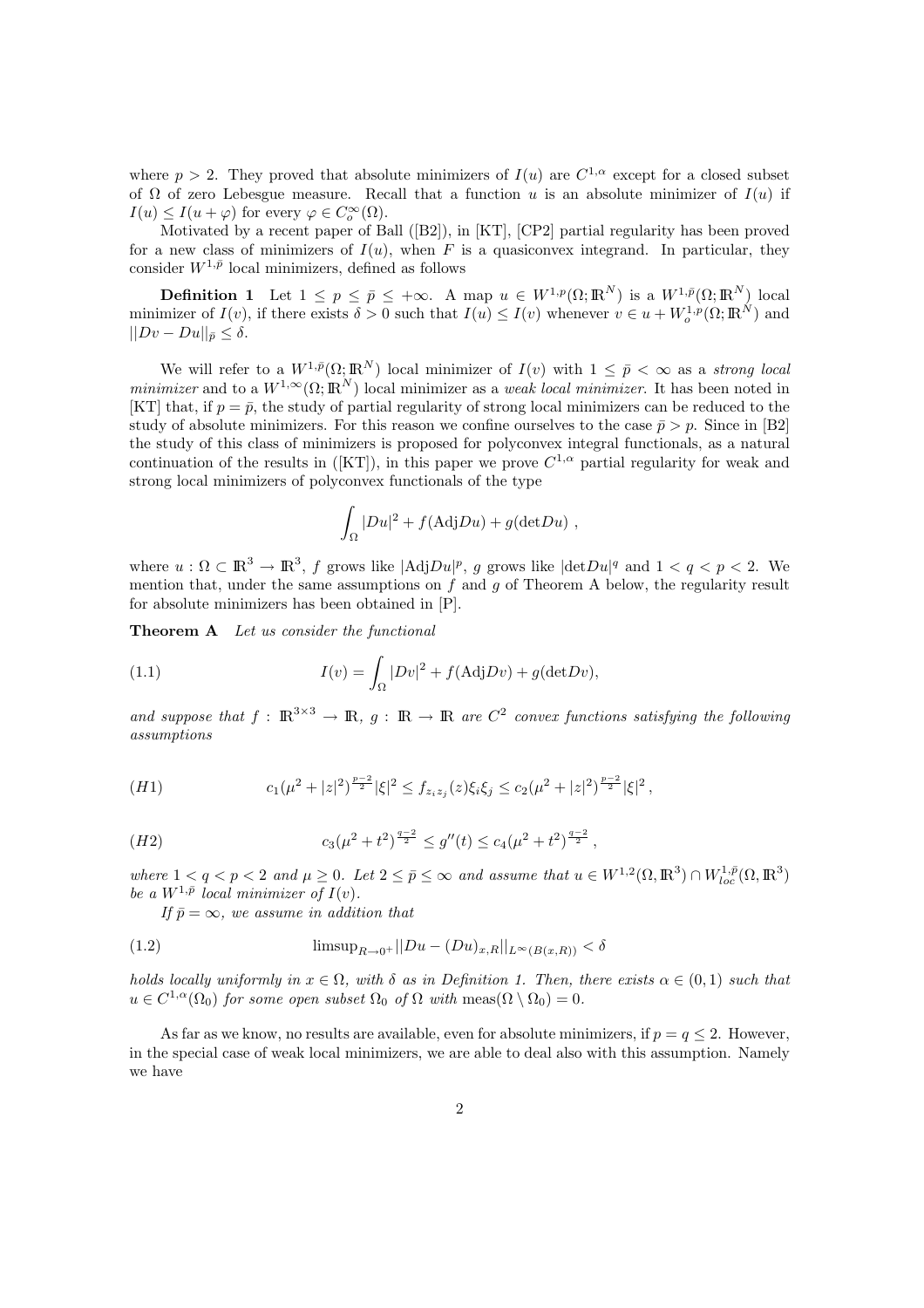where $p > 2$. They proved that absolute minimizers of $I(u)$ are $C^{1,\alpha}$ except for a closed subset of $\Omega$ of zero Lebesgue measure. Recall that a function $u$ is an absolute minimizer of $I(u)$ if $I(u) \leq I(u + \varphi)$ for every $\varphi \in C_o^\infty(\Omega)$.

Motivated by a recent paper of Ball ([B2]), in [KT], [CP2] partial regularity has been proved for a new class of minimizers of $I(u)$, when $F$ is a quasiconvex integrand. In particular, they consider $W^{1,\bar{p}}$ local minimizers, defined as follows

**Definition 1** Let $1 \leq p \leq \bar{p} \leq +\infty$. A map $u \in W^{1,p}(\Omega; \mathbb{R}^N)$ is a $W^{1,\bar{p}}(\Omega; \mathbb{R}^N)$ local minimizer of $I(v)$, if there exists $\delta > 0$ such that $I(u) \leq I(v)$ whenever $v \in u + W_o^{1,p}(\Omega; \mathbb{R}^N)$ and $||Dv - Du||_{\bar{p}} \leq \delta$.

We will refer to a $W^{1,\bar{p}}(\Omega; \mathbb{R}^N)$ local minimizer of $I(v)$ with $1 \leq \bar{p} < \infty$ as a *strong local minimizer* and to a $W^{1,\infty}(\Omega; \mathbb{R}^N)$ local minimizer as a *weak local minimizer*. It has been noted in [KT] that, if $p = \bar{p}$, the study of partial regularity of strong local minimizers can be reduced to the study of absolute minimizers. For this reason we confine ourselves to the case $\bar{p} > p$. Since in [B2] the study of this class of minimizers is proposed for polyconvex integral functionals, as a natural continuation of the results in ([KT]), in this paper we prove $C^{1,\alpha}$ partial regularity for weak and strong local minimizers of polyconvex functionals of the type

$$\int_\Omega |Du|^2 + f(\text{Adj}Du) + g(\det Du) \ ,$$

where $u : \Omega \subset \mathbb{R}^3 \to \mathbb{R}^3$, $f$ grows like $|\text{Adj}Du|^p$, $g$ grows like $|\det Du|^q$ and $1 < q < p < 2$. We mention that, under the same assumptions on $f$ and $g$ of Theorem A below, the regularity result for absolute minimizers has been obtained in [P].

**Theorem A** *Let us consider the functional*

$$I(v) = \int_\Omega |Dv|^2 + f(\text{Adj}Dv) + g(\det Dv), \tag{1.1}$$

*and suppose that $f : \mathbb{R}^{3\times 3} \to \mathbb{R}$, $g : \mathbb{R} \to \mathbb{R}$ are $C^2$ convex functions satisfying the following assumptions*

$$c_1(\mu^2 + |z|^2)^{\frac{p-2}{2}}|\xi|^2 \leq f_{z_i z_j}(z)\xi_i\xi_j \leq c_2(\mu^2 + |z|^2)^{\frac{p-2}{2}}|\xi|^2 \,, \tag{H1}$$

$$c_3(\mu^2 + t^2)^{\frac{q-2}{2}} \leq g''(t) \leq c_4(\mu^2 + t^2)^{\frac{q-2}{2}} \,, \tag{H2}$$

*where $1 < q < p < 2$ and $\mu \geq 0$. Let $2 \leq \bar{p} \leq \infty$ and assume that $u \in W^{1,2}(\Omega, \mathbb{R}^3) \cap W^{1,\bar{p}}_{loc}(\Omega, \mathbb{R}^3)$ be a $W^{1,\bar{p}}$ local minimizer of $I(v)$.*

*If $\bar{p} = \infty$, we assume in addition that*

$$\text{limsup}_{R\to 0^+}||Du - (Du)_{x,R}||_{L^\infty(B(x,R))} < \delta \tag{1.2}$$

*holds locally uniformly in $x \in \Omega$, with $\delta$ as in Definition 1. Then, there exists $\alpha \in (0, 1)$ such that $u \in C^{1,\alpha}(\Omega_0)$ for some open subset $\Omega_0$ of $\Omega$ with $\text{meas}(\Omega \setminus \Omega_0) = 0$.*

As far as we know, no results are available, even for absolute minimizers, if $p = q \leq 2$. However, in the special case of weak local minimizers, we are able to deal also with this assumption. Namely we have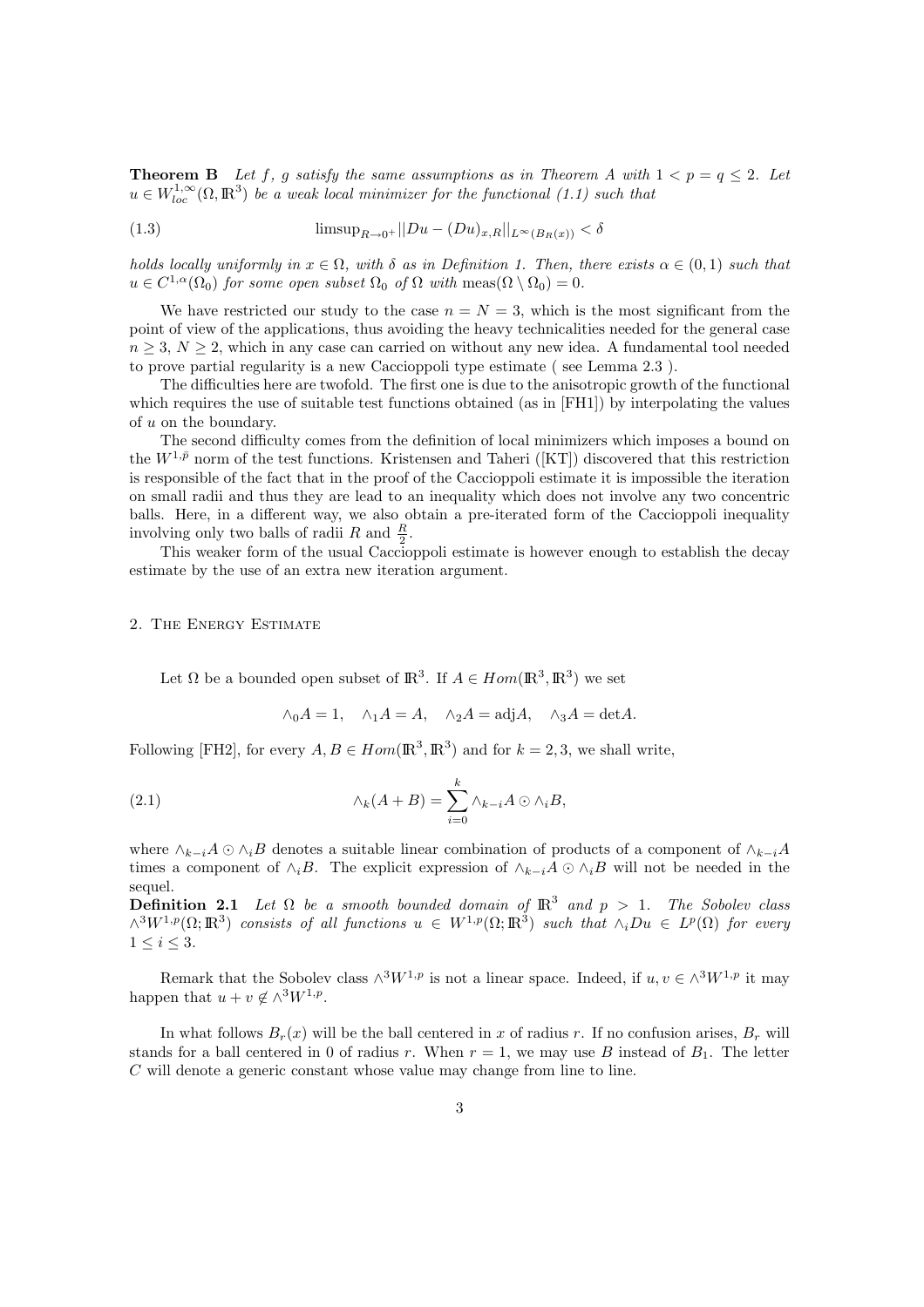**Theorem B** *Let $f$, $g$ satisfy the same assumptions as in Theorem A with $1 < p = q \leq 2$. Let $u \in W^{1,\infty}_{loc}(\Omega, \mathbb{R}^3)$ be a weak local minimizer for the functional (1.1) such that*

$$\text{limsup}_{R\to 0^+}||Du - (Du)_{x,R}||_{L^\infty(B_R(x))} < \delta \tag{1.3}$$

*holds locally uniformly in $x \in \Omega$, with $\delta$ as in Definition 1. Then, there exists $\alpha \in (0,1)$ such that $u \in C^{1,\alpha}(\Omega_0)$ for some open subset $\Omega_0$ of $\Omega$ with $\text{meas}(\Omega \setminus \Omega_0) = 0$.*

We have restricted our study to the case $n = N = 3$, which is the most significant from the point of view of the applications, thus avoiding the heavy technicalities needed for the general case $n \geq 3$, $N \geq 2$, which in any case can carried on without any new idea. A fundamental tool needed to prove partial regularity is a new Caccioppoli type estimate ( see Lemma 2.3 ).

The difficulties here are twofold. The first one is due to the anisotropic growth of the functional which requires the use of suitable test functions obtained (as in [FH1]) by interpolating the values of $u$ on the boundary.

The second difficulty comes from the definition of local minimizers which imposes a bound on the $W^{1,\bar{p}}$ norm of the test functions. Kristensen and Taheri ([KT]) discovered that this restriction is responsible of the fact that in the proof of the Caccioppoli estimate it is impossible the iteration on small radii and thus they are lead to an inequality which does not involve any two concentric balls. Here, in a different way, we also obtain a pre-iterated form of the Caccioppoli inequality involving only two balls of radii $R$ and $\frac{R}{2}$.

This weaker form of the usual Caccioppoli estimate is however enough to establish the decay estimate by the use of an extra new iteration argument.

## 2. The Energy Estimate

Let $\Omega$ be a bounded open subset of $\mathbb{R}^3$. If $A \in Hom(\mathbb{R}^3, \mathbb{R}^3)$ we set

$$\wedge_0 A = 1, \quad \wedge_1 A = A, \quad \wedge_2 A = \text{adj}A, \quad \wedge_3 A = \det A.$$

Following [FH2], for every $A, B \in Hom(\mathbb{R}^3, \mathbb{R}^3)$ and for $k = 2, 3$, we shall write,

$$\wedge_k(A + B) = \sum_{i=0}^{k} \wedge_{k-i} A \odot \wedge_i B, \tag{2.1}$$

where $\wedge_{k-i} A \odot \wedge_i B$ denotes a suitable linear combination of products of a component of $\wedge_{k-i} A$ times a component of $\wedge_i B$. The explicit expression of $\wedge_{k-i} A \odot \wedge_i B$ will not be needed in the sequel.

**Definition 2.1** *Let $\Omega$ be a smooth bounded domain of $\mathbb{R}^3$ and $p > 1$. The Sobolev class $\wedge^3 W^{1,p}(\Omega; \mathbb{R}^3)$ consists of all functions $u \in W^{1,p}(\Omega; \mathbb{R}^3)$ such that $\wedge_i Du \in L^p(\Omega)$ for every $1 \leq i \leq 3$.*

Remark that the Sobolev class $\wedge^3 W^{1,p}$ is not a linear space. Indeed, if $u, v \in \wedge^3 W^{1,p}$ it may happen that $u + v \notin \wedge^3 W^{1,p}$.

In what follows $B_r(x)$ will be the ball centered in $x$ of radius $r$. If no confusion arises, $B_r$ will stands for a ball centered in 0 of radius $r$. When $r = 1$, we may use $B$ instead of $B_1$. The letter $C$ will denote a generic constant whose value may change from line to line.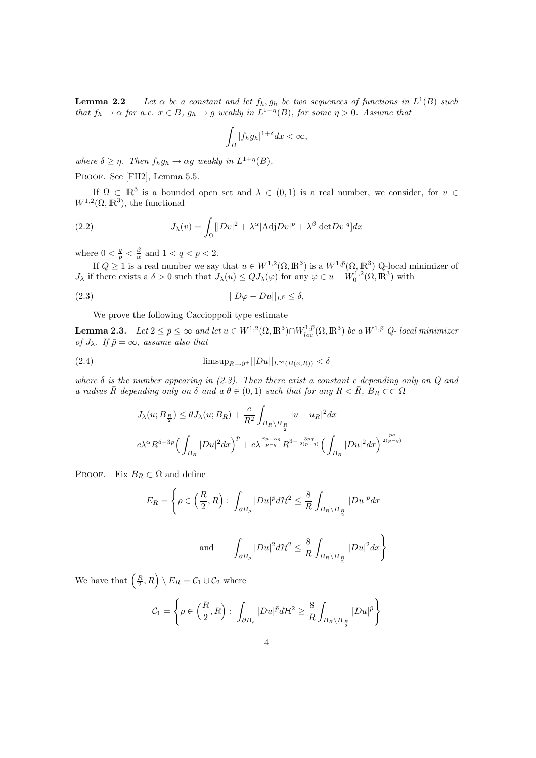**Lemma 2.2** *Let $\alpha$ be a constant and let $f_h, g_h$ be two sequences of functions in $L^1(B)$ such that $f_h \to \alpha$ for a.e. $x \in B$, $g_h \to g$ weakly in $L^{1+\eta}(B)$, for some $\eta > 0$. Assume that*

$$\int_B |f_h g_h|^{1+\delta} dx < \infty,$$

*where $\delta \geq \eta$. Then $f_h g_h \to \alpha g$ weakly in $L^{1+\eta}(B)$.*

Proof. See [FH2], Lemma 5.5.

If $\Omega \subset \mathbb{R}^3$ is a bounded open set and $\lambda \in (0,1)$ is a real number, we consider, for $v \in W^{1,2}(\Omega, \mathbb{R}^3)$, the functional

$$J_\lambda(v) = \int_\Omega [|Dv|^2 + \lambda^\alpha |\text{Adj}Dv|^p + \lambda^\beta |\text{det}Dv|^q] dx \tag{2.2}$$

where $0 < \frac{q}{p} < \frac{\beta}{\alpha}$ and $1 < q < p < 2$.

If $Q \geq 1$ is a real number we say that $u \in W^{1,2}(\Omega, \mathbb{R}^3)$ is a $W^{1,\bar{p}}(\Omega, \mathbb{R}^3)$ Q-local minimizer of $J_\lambda$ if there exists a $\delta > 0$ such that $J_\lambda(u) \leq Q J_\lambda(\varphi)$ for any $\varphi \in u + W_0^{1,2}(\Omega, \mathbb{R}^3)$ with

$$||D\varphi - Du||_{L^{\bar{p}}} \leq \delta, \tag{2.3}$$

We prove the following Caccioppoli type estimate

**Lemma 2.3.** *Let $2 \leq \bar{p} \leq \infty$ and let $u \in W^{1,2}(\Omega, \mathbb{R}^3) \cap W^{1,\bar{p}}_{loc}(\Omega, \mathbb{R}^3)$ be a $W^{1,\bar{p}}$ Q- local minimizer of $J_\lambda$. If $\bar{p} = \infty$, assume also that*

$$\text{limsup}_{R \to 0^+} ||Du||_{L^\infty(B(x,R))} < \delta \tag{2.4}$$

*where $\delta$ is the number appearing in (2.3). Then there exist a constant $c$ depending only on $Q$ and a radius $\bar{R}$ depending only on $\delta$ and a $\theta \in (0,1)$ such that for any $R < \bar{R}$, $B_R \subset\subset \Omega$*

$$J_\lambda(u; B_{\frac{R}{2}}) \leq \theta J_\lambda(u; B_R) + \frac{c}{R^2} \int_{B_R \setminus B_{\frac{R}{2}}} |u - u_R|^2 dx$$

$$+ c\lambda^\alpha R^{5-3p} \Big( \int_{B_R} |Du|^2 dx \Big)^p + c\lambda^{\frac{\beta p - \alpha q}{p-q}} R^{3 - \frac{3pq}{2(p-q)}} \Big( \int_{B_R} |Du|^2 dx \Big)^{\frac{pq}{2(p-q)}}$$

Proof. Fix $B_R \subset \Omega$ and define

$$E_R = \Bigg\{ \rho \in \Big( \frac{R}{2}, R \Big) : \int_{\partial B_\rho} |Du|^{\bar{p}} d\mathcal{H}^2 \leq \frac{8}{R} \int_{B_R \setminus B_{\frac{R}{2}}} |Du|^{\bar{p}} dx$$

$$\text{and} \qquad \int_{\partial B_\rho} |Du|^2 d\mathcal{H}^2 \leq \frac{8}{R} \int_{B_R \setminus B_{\frac{R}{2}}} |Du|^2 dx \Bigg\}$$

We have that $\left( \frac{R}{2}, R \right) \setminus E_R = \mathcal{C}_1 \cup \mathcal{C}_2$ where

$$\mathcal{C}_1 = \Bigg\{ \rho \in \Big( \frac{R}{2}, R \Big) : \int_{\partial B_\rho} |Du|^{\bar{p}} d\mathcal{H}^2 \geq \frac{8}{R} \int_{B_R \setminus B_{\frac{R}{2}}} |Du|^{\bar{p}} \Bigg\}$$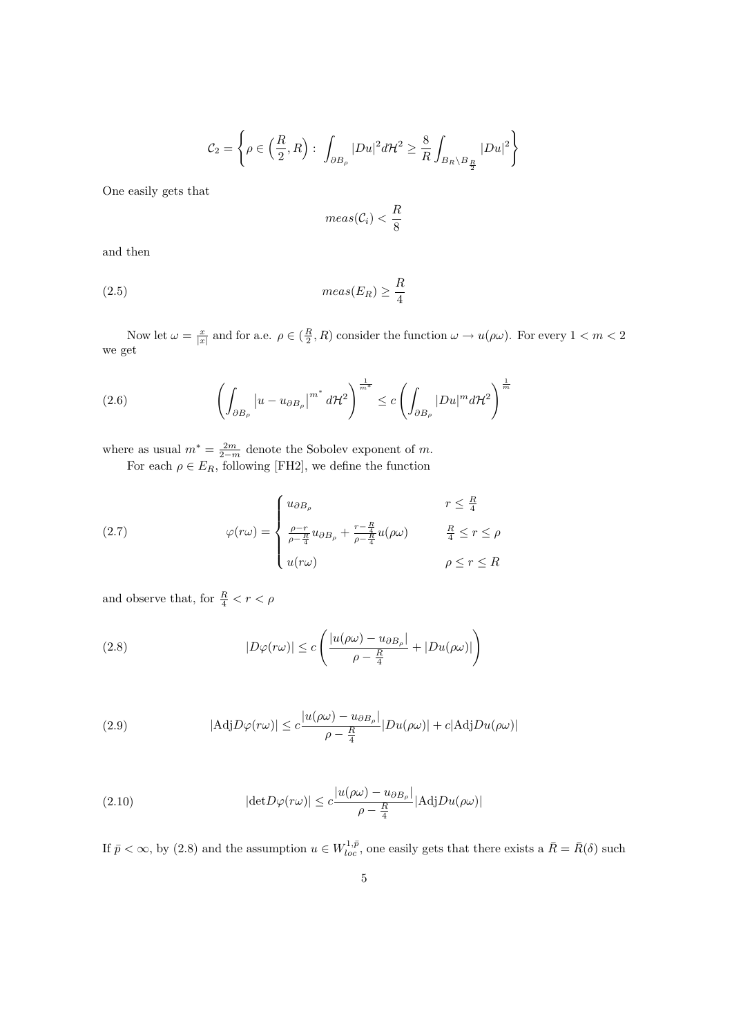$$\mathcal{C}_2 = \left\{ \rho \in \left( \frac{R}{2}, R \right) : \int_{\partial B_\rho} |Du|^2 d\mathcal{H}^2 \geq \frac{8}{R} \int_{B_R \setminus B_{\frac{R}{2}}} |Du|^2 \right\}$$

One easily gets that

$$meas(\mathcal{C}_i) < \frac{R}{8}$$

and then

$$meas(E_R) \geq \frac{R}{4} \tag{2.5}$$

Now let $\omega = \frac{x}{|x|}$ and for a.e. $\rho \in (\frac{R}{2}, R)$ consider the function $\omega \to u(\rho\omega)$. For every $1 < m < 2$ we get

$$\left( \int_{\partial B_\rho} \left| u - u_{\partial B_\rho} \right|^{m^*} d\mathcal{H}^2 \right)^{\frac{1}{m^*}} \leq c \left( \int_{\partial B_\rho} |Du|^m d\mathcal{H}^2 \right)^{\frac{1}{m}} \tag{2.6}$$

where as usual $m^* = \frac{2m}{2-m}$ denote the Sobolev exponent of $m$.

For each $\rho \in E_R$, following [FH2], we define the function

$$\varphi(r\omega) = \begin{cases} u_{\partial B_\rho} & r \leq \frac{R}{4} \\ \frac{\rho - r}{\rho - \frac{R}{4}} u_{\partial B_\rho} + \frac{r - \frac{R}{4}}{\rho - \frac{R}{4}} u(\rho\omega) & \frac{R}{4} \leq r \leq \rho \\ u(r\omega) & \rho \leq r \leq R \end{cases} \tag{2.7}$$

and observe that, for $\frac{R}{4} < r < \rho$

$$|D\varphi(r\omega)| \leq c \left( \frac{|u(\rho\omega) - u_{\partial B_\rho}|}{\rho - \frac{R}{4}} + |Du(\rho\omega)| \right) \tag{2.8}$$

$$|\mathrm{Adj} D\varphi(r\omega)| \leq c \frac{|u(\rho\omega) - u_{\partial B_\rho}|}{\rho - \frac{R}{4}} |Du(\rho\omega)| + c |\mathrm{Adj} Du(\rho\omega)| \tag{2.9}$$

$$|\det D\varphi(r\omega)| \leq c \frac{|u(\rho\omega) - u_{\partial B_\rho}|}{\rho - \frac{R}{4}} |\mathrm{Adj} Du(\rho\omega)| \tag{2.10}$$

If $\bar{p} < \infty$, by (2.8) and the assumption $u \in W^{1,\bar{p}}_{loc}$, one easily gets that there exists a $\bar{R} = \bar{R}(\delta)$ such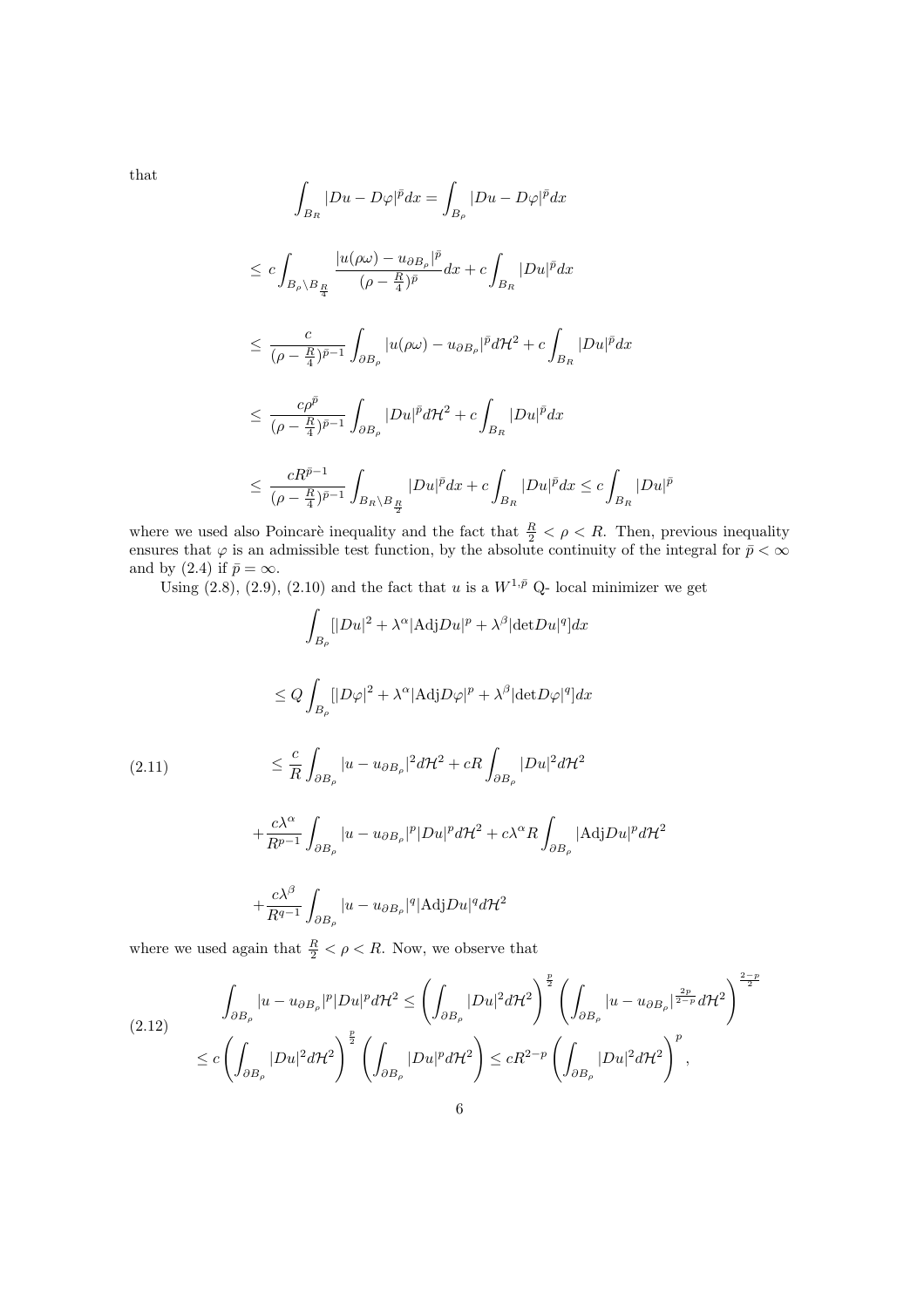that

$$\int_{B_R} |Du - D\varphi|^{\bar p} dx = \int_{B_\rho} |Du - D\varphi|^{\bar p} dx$$

$$\leq c\int_{B_\rho \setminus B_{\frac{R}{4}}} \frac{|u(\rho\omega) - u_{\partial B_\rho}|^{\bar p}}{(\rho - \frac{R}{4})^{\bar p}} dx + c\int_{B_R} |Du|^{\bar p} dx$$

$$\leq \frac{c}{(\rho - \frac{R}{4})^{\bar p - 1}} \int_{\partial B_\rho} |u(\rho\omega) - u_{\partial B_\rho}|^{\bar p} d\mathcal{H}^2 + c\int_{B_R} |Du|^{\bar p} dx$$

$$\leq \frac{c\rho^{\bar p}}{(\rho - \frac{R}{4})^{\bar p - 1}} \int_{\partial B_\rho} |Du|^{\bar p} d\mathcal{H}^2 + c\int_{B_R} |Du|^{\bar p} dx$$

$$\leq \frac{cR^{\bar p - 1}}{(\rho - \frac{R}{4})^{\bar p - 1}} \int_{B_R \setminus B_{\frac{R}{2}}} |Du|^{\bar p} dx + c\int_{B_R} |Du|^{\bar p} dx \leq c\int_{B_R} |Du|^{\bar p}$$

where we used also Poincarè inequality and the fact that $\frac{R}{2} < \rho < R$. Then, previous inequality ensures that $\varphi$ is an admissible test function, by the absolute continuity of the integral for $\bar p < \infty$ and by (2.4) if $\bar p = \infty$.

Using (2.8), (2.9), (2.10) and the fact that $u$ is a $W^{1,\bar p}$ Q- local minimizer we get

$$\int_{B_\rho} [|Du|^2 + \lambda^\alpha |\mathrm{Adj} Du|^p + \lambda^\beta |\det Du|^q] dx$$

$$\leq Q\int_{B_\rho} [|D\varphi|^2 + \lambda^\alpha |\mathrm{Adj} D\varphi|^p + \lambda^\beta |\det D\varphi|^q] dx$$

$$\leq \frac{c}{R}\int_{\partial B_\rho} |u - u_{\partial B_\rho}|^2 d\mathcal{H}^2 + cR\int_{\partial B_\rho} |Du|^2 d\mathcal{H}^2 \tag{2.11}$$

$$+ \frac{c\lambda^\alpha}{R^{p-1}}\int_{\partial B_\rho} |u - u_{\partial B_\rho}|^p |Du|^p d\mathcal{H}^2 + c\lambda^\alpha R\int_{\partial B_\rho} |\mathrm{Adj} Du|^p d\mathcal{H}^2$$

$$+ \frac{c\lambda^\beta}{R^{q-1}}\int_{\partial B_\rho} |u - u_{\partial B_\rho}|^q |\mathrm{Adj} Du|^q d\mathcal{H}^2$$

where we used again that $\frac{R}{2} < \rho < R$. Now, we observe that

$$\int_{\partial B_\rho} |u - u_{\partial B_\rho}|^p |Du|^p d\mathcal{H}^2 \leq \left(\int_{\partial B_\rho} |Du|^2 d\mathcal{H}^2\right)^{\frac{p}{2}} \left(\int_{\partial B_\rho} |u - u_{\partial B_\rho}|^{\frac{2p}{2-p}} d\mathcal{H}^2\right)^{\frac{2-p}{2}}$$

$$\leq c\left(\int_{\partial B_\rho} |Du|^2 d\mathcal{H}^2\right)^{\frac{p}{2}} \left(\int_{\partial B_\rho} |Du|^p d\mathcal{H}^2\right) \leq cR^{2-p}\left(\int_{\partial B_\rho} |Du|^2 d\mathcal{H}^2\right)^p, \tag{2.12}$$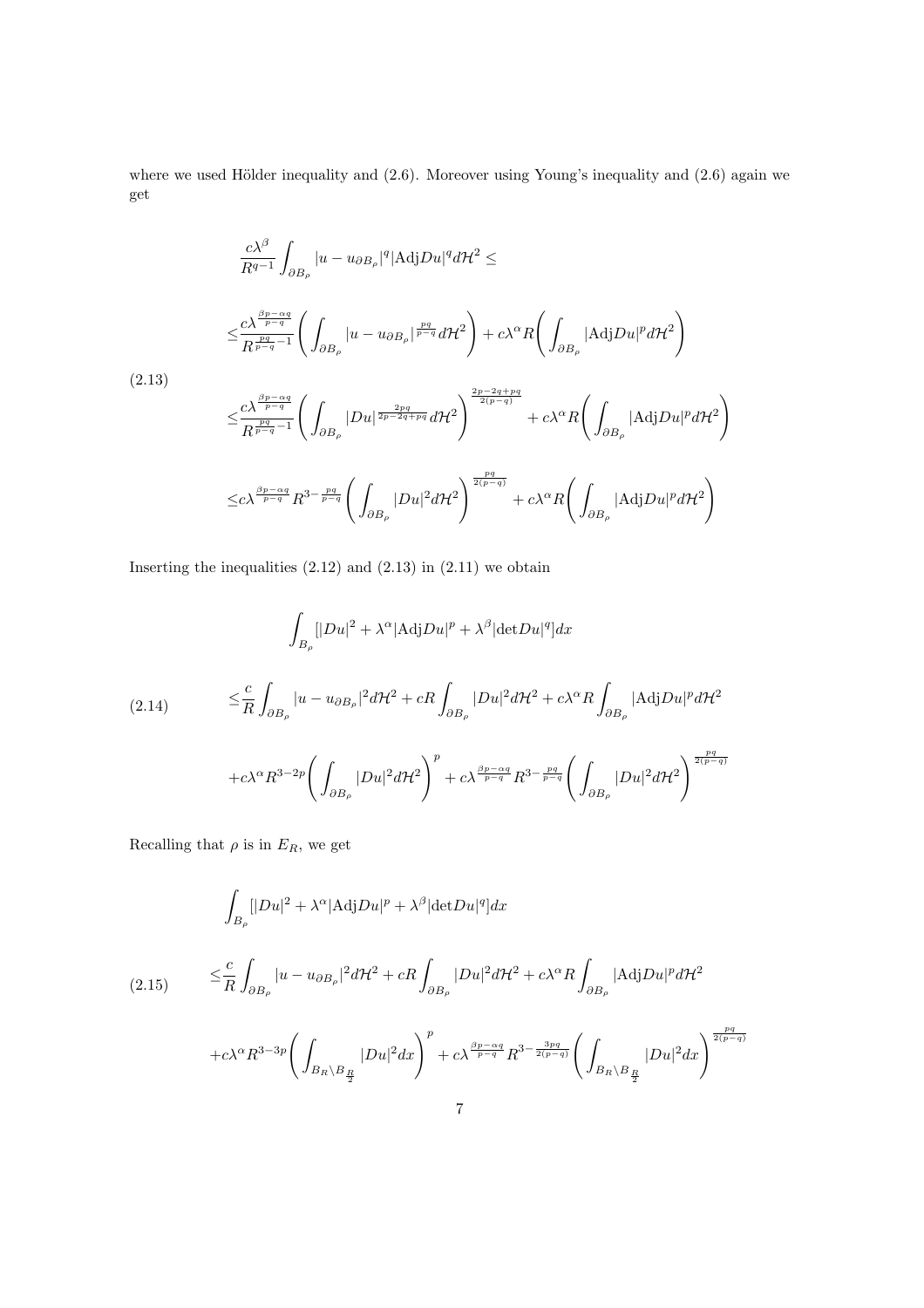where we used Hölder inequality and (2.6). Moreover using Young's inequality and (2.6) again we get

$$
\begin{aligned}
&\frac{c\lambda^{\beta}}{R^{q-1}}\int_{\partial B_\rho}|u-u_{\partial B_\rho}|^q|\mathrm{Adj}Du|^q d\mathcal{H}^2 \leq \\
&\leq \frac{c\lambda^{\frac{\beta p-\alpha q}{p-q}}}{R^{\frac{pq}{p-q}-1}}\Bigg(\int_{\partial B_\rho}|u-u_{\partial B_\rho}|^{\frac{pq}{p-q}}d\mathcal{H}^2\Bigg)+c\lambda^{\alpha}R\Bigg(\int_{\partial B_\rho}|\mathrm{Adj}Du|^p d\mathcal{H}^2\Bigg) \\
&\leq \frac{c\lambda^{\frac{\beta p-\alpha q}{p-q}}}{R^{\frac{pq}{p-q}-1}}\Bigg(\int_{\partial B_\rho}|Du|^{\frac{2pq}{2p-2q+pq}}d\mathcal{H}^2\Bigg)^{\frac{2p-2q+pq}{2(p-q)}}+c\lambda^{\alpha}R\Bigg(\int_{\partial B_\rho}|\mathrm{Adj}Du|^p d\mathcal{H}^2\Bigg) \\
&\leq c\lambda^{\frac{\beta p-\alpha q}{p-q}}R^{3-\frac{pq}{p-q}}\Bigg(\int_{\partial B_\rho}|Du|^2 d\mathcal{H}^2\Bigg)^{\frac{pq}{2(p-q)}}+c\lambda^{\alpha}R\Bigg(\int_{\partial B_\rho}|\mathrm{Adj}Du|^p d\mathcal{H}^2\Bigg)
\end{aligned}
\tag{2.13}
$$

Inserting the inequalities (2.12) and (2.13) in (2.11) we obtain

$$
\begin{aligned}
&\int_{B_\rho}[|Du|^2+\lambda^{\alpha}|\mathrm{Adj}Du|^p+\lambda^{\beta}|\mathrm{det}Du|^q]dx \\
&\leq \frac{c}{R}\int_{\partial B_\rho}|u-u_{\partial B_\rho}|^2 d\mathcal{H}^2+cR\int_{\partial B_\rho}|Du|^2 d\mathcal{H}^2+c\lambda^{\alpha}R\int_{\partial B_\rho}|\mathrm{Adj}Du|^p d\mathcal{H}^2 \\
&+c\lambda^{\alpha}R^{3-2p}\Bigg(\int_{\partial B_\rho}|Du|^2 d\mathcal{H}^2\Bigg)^{p}+c\lambda^{\frac{\beta p-\alpha q}{p-q}}R^{3-\frac{pq}{p-q}}\Bigg(\int_{\partial B_\rho}|Du|^2 d\mathcal{H}^2\Bigg)^{\frac{pq}{2(p-q)}}
\end{aligned}
\tag{2.14}
$$

Recalling that $\rho$ is in $E_R$, we get

$$
\begin{aligned}
&\int_{B_\rho}[|Du|^2+\lambda^{\alpha}|\mathrm{Adj}Du|^p+\lambda^{\beta}|\mathrm{det}Du|^q]dx \\
&\leq \frac{c}{R}\int_{\partial B_\rho}|u-u_{\partial B_\rho}|^2 d\mathcal{H}^2+cR\int_{\partial B_\rho}|Du|^2 d\mathcal{H}^2+c\lambda^{\alpha}R\int_{\partial B_\rho}|\mathrm{Adj}Du|^p d\mathcal{H}^2 \\
&+c\lambda^{\alpha}R^{3-3p}\Bigg(\int_{B_R\setminus B_{\frac{R}{2}}}|Du|^2 dx\Bigg)^{p}+c\lambda^{\frac{\beta p-\alpha q}{p-q}}R^{3-\frac{3pq}{2(p-q)}}\Bigg(\int_{B_R\setminus B_{\frac{R}{2}}}|Du|^2 dx\Bigg)^{\frac{pq}{2(p-q)}}
\end{aligned}
\tag{2.15}
$$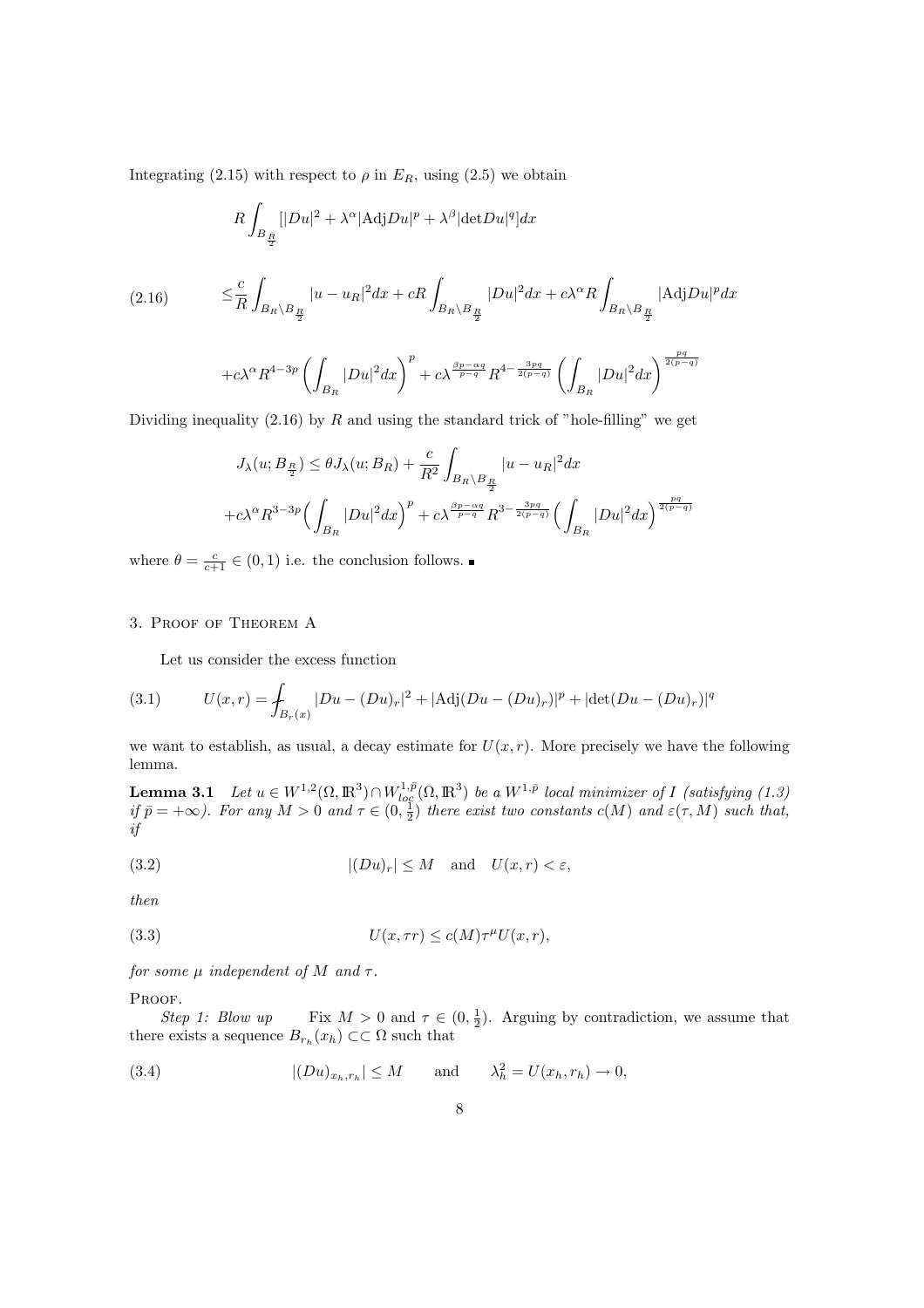Integrating (2.15) with respect to $\rho$ in $E_R$, using (2.5) we obtain

$$
R\int_{B_{\frac{R}{2}}}[|Du|^2+\lambda^\alpha|\mathrm{Adj}Du|^p+\lambda^\beta|\mathrm{det}Du|^q]dx
$$

$$
\leq\frac{c}{R}\int_{B_R\setminus B_{\frac{R}{2}}}|u-u_R|^2dx+cR\int_{B_R\setminus B_{\frac{R}{2}}}|Du|^2dx+c\lambda^\alpha R\int_{B_R\setminus B_{\frac{R}{2}}}|\mathrm{Adj}Du|^pdx \tag{2.16}
$$

$$
+c\lambda^\alpha R^{4-3p}\left(\int_{B_R}|Du|^2dx\right)^p+c\lambda^{\frac{\beta p-\alpha q}{p-q}}R^{4-\frac{3pq}{2(p-q)}}\left(\int_{B_R}|Du|^2dx\right)^{\frac{pq}{2(p-q)}}
$$

Dividing inequality (2.16) by $R$ and using the standard trick of "hole-filling" we get

$$
J_\lambda(u;B_{\frac{R}{2}})\leq\theta J_\lambda(u;B_R)+\frac{c}{R^2}\int_{B_R\setminus B_{\frac{R}{2}}}|u-u_R|^2dx
$$

$$
+c\lambda^\alpha R^{3-3p}\Big(\int_{B_R}|Du|^2dx\Big)^p+c\lambda^{\frac{\beta p-\alpha q}{p-q}}R^{3-\frac{3pq}{2(p-q)}}\Big(\int_{B_R}|Du|^2dx\Big)^{\frac{pq}{2(p-q)}}
$$

where $\theta=\frac{c}{c+1}\in(0,1)$ i.e. the conclusion follows. ∎

## 3. Proof of Theorem A

Let us consider the excess function

$$
U(x,r)=\fint_{B_r(x)}|Du-(Du)_r|^2+|\mathrm{Adj}(Du-(Du)_r)|^p+|\mathrm{det}(Du-(Du)_r)|^q \tag{3.1}
$$

we want to establish, as usual, a decay estimate for $U(x,r)$. More precisely we have the following lemma.

**Lemma 3.1** *Let $u\in W^{1,2}(\Omega,\mathbb{R}^3)\cap W^{1,\bar p}_{loc}(\Omega,\mathbb{R}^3)$ be a $W^{1,\bar p}$ local minimizer of $I$ (satisfying (1.3) if $\bar p=+\infty$). For any $M>0$ and $\tau\in(0,\frac{1}{2})$ there exist two constants $c(M)$ and $\varepsilon(\tau,M)$ such that, if*

$$
|(Du)_r|\leq M\quad\text{and}\quad U(x,r)<\varepsilon, \tag{3.2}
$$

*then*

$$
U(x,\tau r)\leq c(M)\tau^\mu U(x,r), \tag{3.3}
$$

*for some $\mu$ independent of $M$ and $\tau$.*

Proof.

*Step 1: Blow up* Fix $M>0$ and $\tau\in(0,\frac{1}{2})$. Arguing by contradiction, we assume that there exists a sequence $B_{r_h}(x_h)\subset\subset\Omega$ such that

$$
|(Du)_{x_h,r_h}|\leq M\qquad\text{and}\qquad\lambda_h^2=U(x_h,r_h)\to0, \tag{3.4}
$$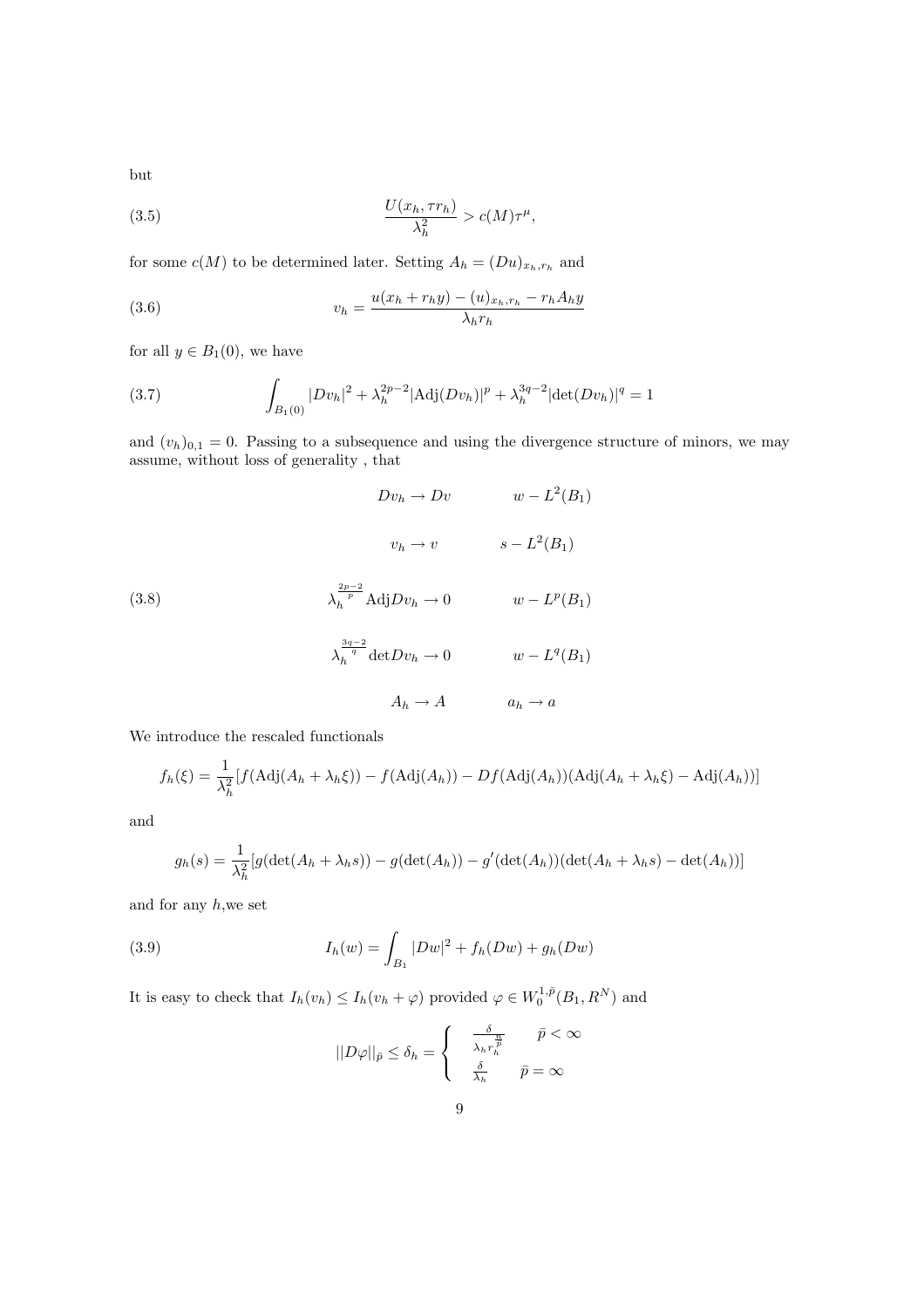but

$$\frac{U(x_h,\tau r_h)}{\lambda_h^2} > c(M)\tau^\mu, \tag{3.5}$$

for some $c(M)$ to be determined later. Setting $A_h = (Du)_{x_h,r_h}$ and

$$v_h = \frac{u(x_h + r_h y) - (u)_{x_h,r_h} - r_h A_h y}{\lambda_h r_h} \tag{3.6}$$

for all $y \in B_1(0)$, we have

$$\int_{B_1(0)} |Dv_h|^2 + \lambda_h^{2p-2}|\mathrm{Adj}(Dv_h)|^p + \lambda_h^{3q-2}|\det(Dv_h)|^q = 1 \tag{3.7}$$

and $(v_h)_{0,1} = 0$. Passing to a subsequence and using the divergence structure of minors, we may assume, without loss of generality , that

$$\begin{aligned}
Dv_h &\to Dv \qquad && w - L^2(B_1)\\
v_h &\to v \qquad && s - L^2(B_1)\\
\lambda_h^{\frac{2p-2}{p}}\mathrm{Adj}Dv_h &\to 0 \qquad && w - L^p(B_1)\\
\lambda_h^{\frac{3q-2}{q}}\det Dv_h &\to 0 \qquad && w - L^q(B_1)\\
A_h &\to A \qquad && a_h \to a
\end{aligned} \tag{3.8}$$

We introduce the rescaled functionals

$$f_h(\xi) = \frac{1}{\lambda_h^2}[f(\mathrm{Adj}(A_h + \lambda_h\xi)) - f(\mathrm{Adj}(A_h)) - Df(\mathrm{Adj}(A_h))(\mathrm{Adj}(A_h + \lambda_h\xi) - \mathrm{Adj}(A_h))]$$

and

$$g_h(s) = \frac{1}{\lambda_h^2}[g(\det(A_h + \lambda_h s)) - g(\det(A_h)) - g'(\det(A_h))(\det(A_h + \lambda_h s) - \det(A_h))]$$

and for any $h$,we set

$$I_h(w) = \int_{B_1} |Dw|^2 + f_h(Dw) + g_h(Dw) \tag{3.9}$$

It is easy to check that $I_h(v_h) \le I_h(v_h + \varphi)$ provided $\varphi \in W_0^{1,\bar p}(B_1, R^N)$ and

$$||D\varphi||_{\bar p} \le \delta_h = \begin{cases} \frac{\delta}{\lambda_h r_h^{\frac{n}{\bar p}}} & \bar p < \infty \\ \frac{\delta}{\lambda_h} & \bar p = \infty \end{cases}$$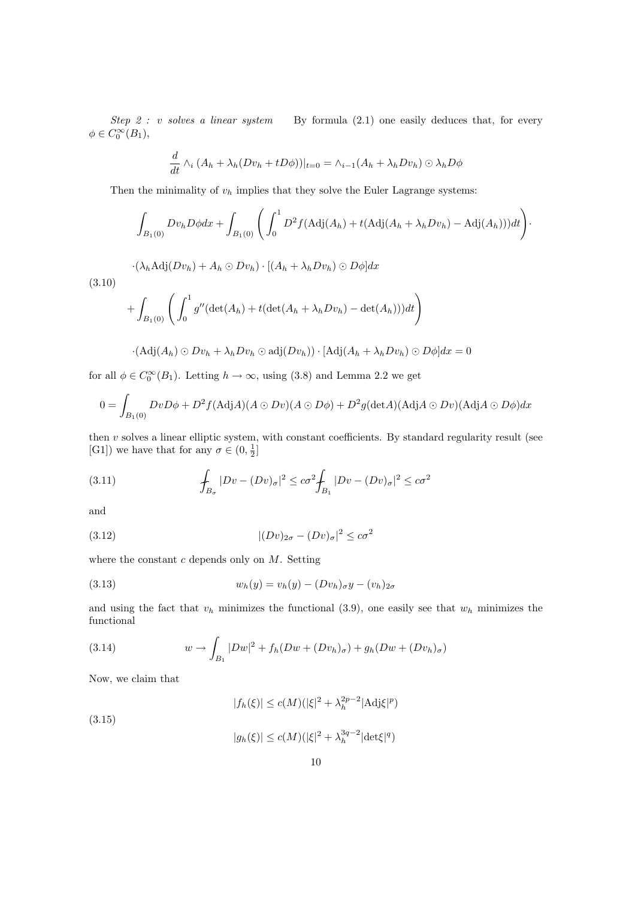*Step 2 : v solves a linear system* By formula (2.1) one easily deduces that, for every $\phi \in C_0^\infty(B_1)$,

$$\frac{d}{dt} \wedge_i (A_h + \lambda_h(Dv_h + tD\phi))|_{t=0} = \wedge_{i-1}(A_h + \lambda_h Dv_h) \odot \lambda_h D\phi$$

Then the minimality of $v_h$ implies that they solve the Euler Lagrange systems:

$$\begin{aligned}
&\int_{B_1(0)} Dv_h D\phi dx + \int_{B_1(0)} \left( \int_0^1 D^2 f(\mathrm{Adj}(A_h) + t(\mathrm{Adj}(A_h + \lambda_h Dv_h) - \mathrm{Adj}(A_h)))dt \right) \cdot \\
&\cdot (\lambda_h \mathrm{Adj}(Dv_h) + A_h \odot Dv_h) \cdot [(A_h + \lambda_h Dv_h) \odot D\phi] dx \\
&+ \int_{B_1(0)} \left( \int_0^1 g''(\det(A_h) + t(\det(A_h + \lambda_h Dv_h) - \det(A_h)))dt \right) \\
&\cdot (\mathrm{Adj}(A_h) \odot Dv_h + \lambda_h Dv_h \odot \mathrm{adj}(Dv_h)) \cdot [\mathrm{Adj}(A_h + \lambda_h Dv_h) \odot D\phi] dx = 0
\end{aligned} \tag{3.10}$$

for all $\phi \in C_0^\infty(B_1)$. Letting $h \to \infty$, using (3.8) and Lemma 2.2 we get

$$0 = \int_{B_1(0)} DvD\phi + D^2 f(\mathrm{Adj}A)(A \odot Dv)(A \odot D\phi) + D^2 g(\det A)(\mathrm{Adj}A \odot Dv)(\mathrm{Adj}A \odot D\phi) dx$$

then $v$ solves a linear elliptic system, with constant coefficients. By standard regularity result (see [G1]) we have that for any $\sigma \in (0, \frac{1}{2}]$

$$\fint_{B_\sigma} |Dv - (Dv)_\sigma|^2 \leq c\sigma^2 \fint_{B_1} |Dv - (Dv)_\sigma|^2 \leq c\sigma^2 \tag{3.11}$$

and

$$|(Dv)_{2\sigma} - (Dv)_\sigma|^2 \leq c\sigma^2 \tag{3.12}$$

where the constant $c$ depends only on $M$. Setting

$$w_h(y) = v_h(y) - (Dv_h)_\sigma y - (v_h)_{2\sigma} \tag{3.13}$$

and using the fact that $v_h$ minimizes the functional (3.9), one easily see that $w_h$ minimizes the functional

$$w \to \int_{B_1} |Dw|^2 + f_h(Dw + (Dv_h)_\sigma) + g_h(Dw + (Dv_h)_\sigma) \tag{3.14}$$

Now, we claim that

$$\begin{aligned}
|f_h(\xi)| &\leq c(M)(|\xi|^2 + \lambda_h^{2p-2} |\mathrm{Adj}\xi|^p) \\
|g_h(\xi)| &\leq c(M)(|\xi|^2 + \lambda_h^{3q-2} |\det\xi|^q)
\end{aligned} \tag{3.15}$$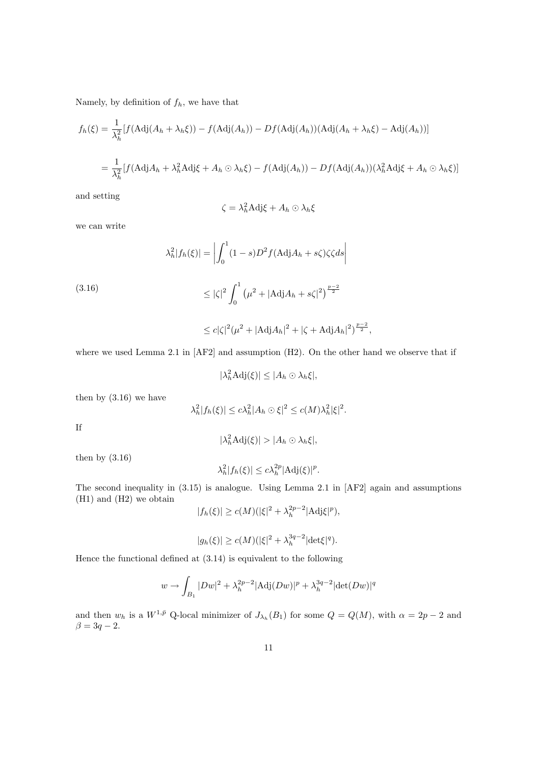Namely, by definition of $f_h$, we have that

$$f_h(\xi) = \frac{1}{\lambda_h^2}[f(\mathrm{Adj}(A_h + \lambda_h \xi)) - f(\mathrm{Adj}(A_h)) - Df(\mathrm{Adj}(A_h))(\mathrm{Adj}(A_h + \lambda_h \xi) - \mathrm{Adj}(A_h))]$$

$$= \frac{1}{\lambda_h^2}[f(\mathrm{Adj}A_h + \lambda_h^2 \mathrm{Adj}\xi + A_h \odot \lambda_h \xi) - f(\mathrm{Adj}(A_h)) - Df(\mathrm{Adj}(A_h))(\lambda_h^2 \mathrm{Adj}\xi + A_h \odot \lambda_h \xi)]$$

and setting

$$\zeta = \lambda_h^2 \mathrm{Adj}\xi + A_h \odot \lambda_h \xi$$

we can write

$$\lambda_h^2 |f_h(\xi)| = \left| \int_0^1 (1-s) D^2 f(\mathrm{Adj}A_h + s\zeta)\zeta\zeta ds \right|$$

$$\leq |\zeta|^2 \int_0^1 \left(\mu^2 + |\mathrm{Adj}A_h + s\zeta|^2\right)^{\frac{p-2}{2}} \tag{3.16}$$

$$\leq c|\zeta|^2 (\mu^2 + |\mathrm{Adj}A_h|^2 + |\zeta + \mathrm{Adj}A_h|^2)^{\frac{p-2}{2}},$$

where we used Lemma 2.1 in [AF2] and assumption (H2). On the other hand we observe that if

$$|\lambda_h^2 \mathrm{Adj}(\xi)| \leq |A_h \odot \lambda_h \xi|,$$

then by (3.16) we have

$$\lambda_h^2 |f_h(\xi)| \leq c\lambda_h^2 |A_h \odot \xi|^2 \leq c(M)\lambda_h^2 |\xi|^2.$$

If

$$|\lambda_h^2 \mathrm{Adj}(\xi)| > |A_h \odot \lambda_h \xi|,$$

then by (3.16)

$$\lambda_h^2 |f_h(\xi)| \leq c\lambda_h^{2p} |\mathrm{Adj}(\xi)|^p.$$

The second inequality in (3.15) is analogue. Using Lemma 2.1 in [AF2] again and assumptions (H1) and (H2) we obtain

$$|f_h(\xi)| \geq c(M)(|\xi|^2 + \lambda_h^{2p-2} |\mathrm{Adj}\xi|^p),$$

$$|g_h(\xi)| \geq c(M)(|\xi|^2 + \lambda_h^{3q-2} |\mathrm{det}\xi|^q).$$

Hence the functional defined at (3.14) is equivalent to the following

$$w \to \int_{B_1} |Dw|^2 + \lambda_h^{2p-2} |\mathrm{Adj}(Dw)|^p + \lambda_h^{3q-2} |\mathrm{det}(Dw)|^q$$

and then $w_h$ is a $W^{1,\bar{p}}$ Q-local minimizer of $J_{\lambda_h}(B_1)$ for some $Q = Q(M)$, with $\alpha = 2p - 2$ and $\beta = 3q - 2$.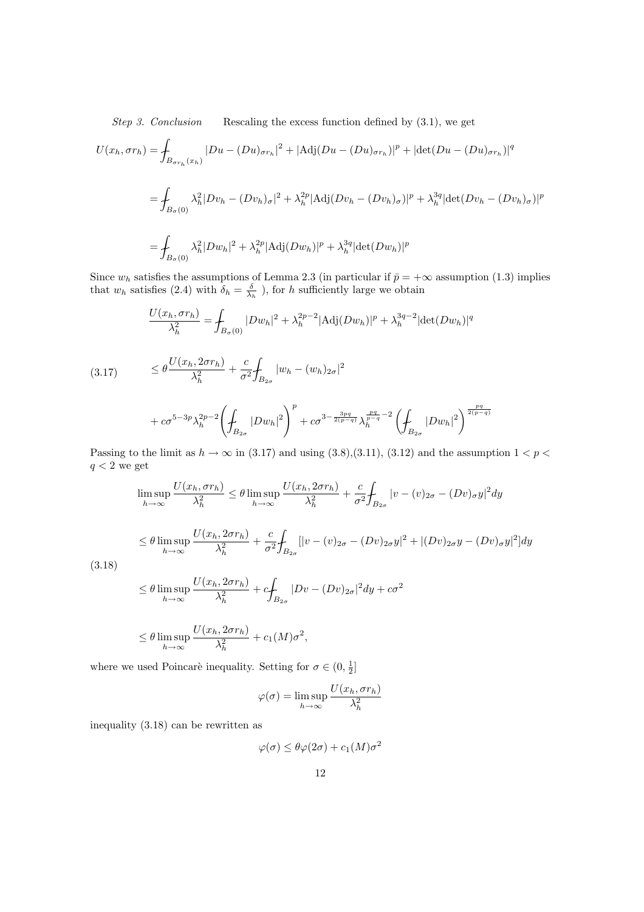*Step 3. Conclusion* Rescaling the excess function defined by (3.1), we get

$$
\begin{aligned}
U(x_h, \sigma r_h) &= \fint_{B_{\sigma r_h}(x_h)} |Du - (Du)_{\sigma r_h}|^2 + |\mathrm{Adj}(Du - (Du)_{\sigma r_h})|^p + |\det(Du - (Du)_{\sigma r_h})|^q \\
&= \fint_{B_\sigma(0)} \lambda_h^2 |Dv_h - (Dv_h)_\sigma|^2 + \lambda_h^{2p} |\mathrm{Adj}(Dv_h - (Dv_h)_\sigma)|^p + \lambda_h^{3q} |\det(Dv_h - (Dv_h)_\sigma)|^p \\
&= \fint_{B_\sigma(0)} \lambda_h^2 |Dw_h|^2 + \lambda_h^{2p} |\mathrm{Adj}(Dw_h)|^p + \lambda_h^{3q} |\det(Dw_h)|^p
\end{aligned}
$$

Since $w_h$ satisfies the assumptions of Lemma 2.3 (in particular if $\bar{p} = +\infty$ assumption (1.3) implies that $w_h$ satisfies (2.4) with $\delta_h = \frac{\delta}{\lambda_h}$ ), for $h$ sufficiently large we obtain

$$
\frac{U(x_h, \sigma r_h)}{\lambda_h^2} = \fint_{B_\sigma(0)} |Dw_h|^2 + \lambda_h^{2p-2} |\mathrm{Adj}(Dw_h)|^p + \lambda_h^{3q-2} |\det(Dw_h)|^q
$$

$$
\begin{aligned}
&\leq \theta \frac{U(x_h, 2\sigma r_h)}{\lambda_h^2} + \frac{c}{\sigma^2} \fint_{B_{2\sigma}} |w_h - (w_h)_{2\sigma}|^2 \\
&\quad + c\sigma^{5-3p} \lambda_h^{2p-2} \left( \fint_{B_{2\sigma}} |Dw_h|^2 \right)^p + c\sigma^{3 - \frac{3pq}{2(p-q)}} \lambda_h^{\frac{pq}{p-q} - 2} \left( \fint_{B_{2\sigma}} |Dw_h|^2 \right)^{\frac{pq}{2(p-q)}}
\end{aligned} \tag{3.17}
$$

Passing to the limit as $h \to \infty$ in (3.17) and using (3.8),(3.11), (3.12) and the assumption $1 < p < q < 2$ we get

$$
\begin{aligned}
\limsup_{h \to \infty} \frac{U(x_h, \sigma r_h)}{\lambda_h^2} &\leq \theta \limsup_{h \to \infty} \frac{U(x_h, 2\sigma r_h)}{\lambda_h^2} + \frac{c}{\sigma^2} \fint_{B_{2\sigma}} |v - (v)_{2\sigma} - (Dv)_\sigma y|^2 dy \\
&\leq \theta \limsup_{h \to \infty} \frac{U(x_h, 2\sigma r_h)}{\lambda_h^2} + \frac{c}{\sigma^2} \fint_{B_{2\sigma}} [|v - (v)_{2\sigma} - (Dv)_{2\sigma} y|^2 + |(Dv)_{2\sigma} y - (Dv)_\sigma y|^2] dy \\
&\leq \theta \limsup_{h \to \infty} \frac{U(x_h, 2\sigma r_h)}{\lambda_h^2} + c \fint_{B_{2\sigma}} |Dv - (Dv)_{2\sigma}|^2 dy + c\sigma^2 \\
&\leq \theta \limsup_{h \to \infty} \frac{U(x_h, 2\sigma r_h)}{\lambda_h^2} + c_1(M)\sigma^2,
\end{aligned} \tag{3.18}
$$

where we used Poincarè inequality. Setting for $\sigma \in (0, \frac{1}{2}]$

$$
\varphi(\sigma) = \limsup_{h \to \infty} \frac{U(x_h, \sigma r_h)}{\lambda_h^2}
$$

inequality (3.18) can be rewritten as

$$
\varphi(\sigma) \leq \theta \varphi(2\sigma) + c_1(M)\sigma^2
$$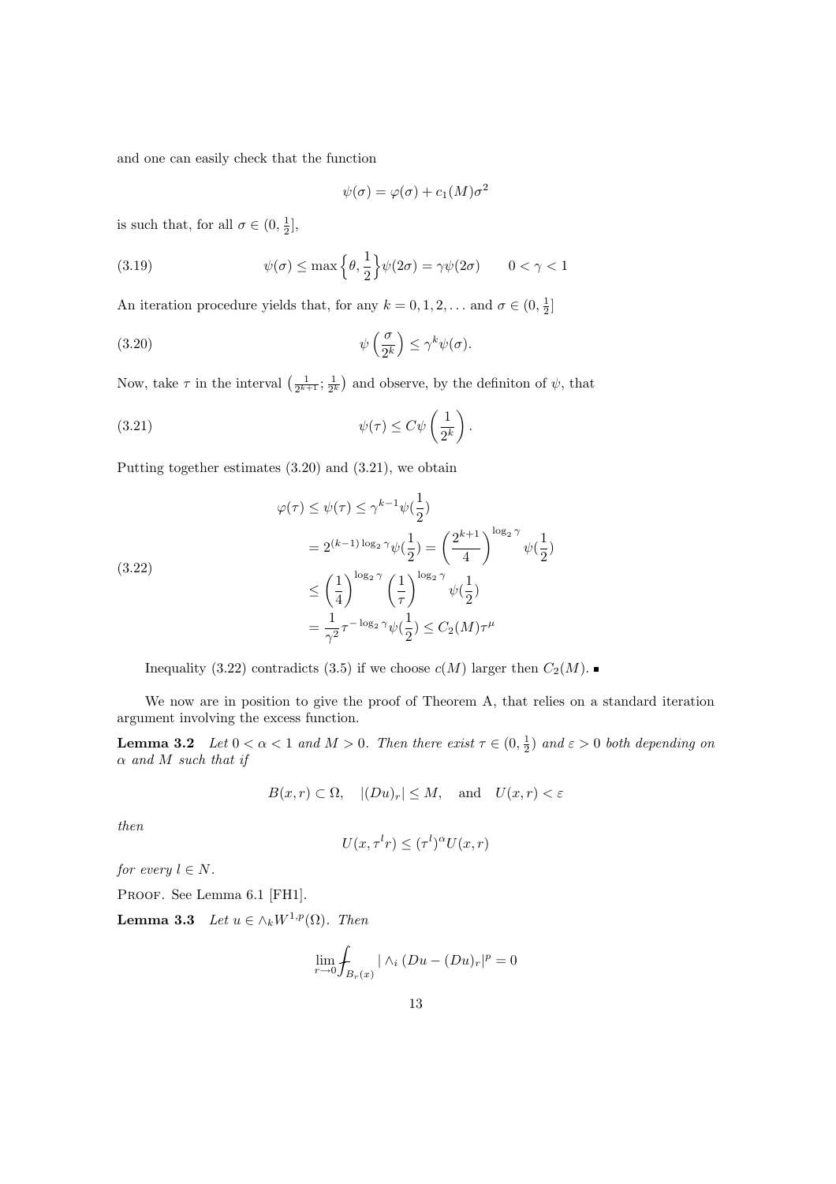and one can easily check that the function

$$\psi(\sigma) = \varphi(\sigma) + c_1(M)\sigma^2$$

is such that, for all $\sigma \in (0, \frac{1}{2}]$,

$$\psi(\sigma) \le \max\Big\{\theta, \frac{1}{2}\Big\}\psi(2\sigma) = \gamma\psi(2\sigma) \qquad 0 < \gamma < 1 \tag{3.19}$$

An iteration procedure yields that, for any $k = 0, 1, 2, \ldots$ and $\sigma \in (0, \frac{1}{2}]$

$$\psi\left(\frac{\sigma}{2^k}\right) \le \gamma^k \psi(\sigma). \tag{3.20}$$

Now, take $\tau$ in the interval $\left(\frac{1}{2^{k+1}}; \frac{1}{2^k}\right)$ and observe, by the definiton of $\psi$, that

$$\psi(\tau) \le C\psi\left(\frac{1}{2^k}\right). \tag{3.21}$$

Putting together estimates (3.20) and (3.21), we obtain

$$\begin{aligned}
\varphi(\tau) \le \psi(\tau) &\le \gamma^{k-1}\psi(\frac{1}{2}) \\
&= 2^{(k-1)\log_2\gamma}\psi(\frac{1}{2}) = \left(\frac{2^{k+1}}{4}\right)^{\log_2\gamma}\psi(\frac{1}{2}) \\
&\le \left(\frac{1}{4}\right)^{\log_2\gamma}\left(\frac{1}{\tau}\right)^{\log_2\gamma}\psi(\frac{1}{2}) \\
&= \frac{1}{\gamma^2}\tau^{-\log_2\gamma}\psi(\frac{1}{2}) \le C_2(M)\tau^{\mu}
\end{aligned} \tag{3.22}$$

Inequality (3.22) contradicts (3.5) if we choose $c(M)$ larger then $C_2(M)$. ∎

We now are in position to give the proof of Theorem A, that relies on a standard iteration argument involving the excess function.

**Lemma 3.2** *Let $0 < \alpha < 1$ and $M > 0$. Then there exist $\tau \in (0, \frac{1}{2})$ and $\varepsilon > 0$ both depending on $\alpha$ and $M$ such that if*

$$B(x,r) \subset \Omega, \quad |(Du)_r| \le M, \quad \text{and} \quad U(x,r) < \varepsilon$$

*then*

$$U(x, \tau^l r) \le (\tau^l)^\alpha U(x,r)$$

*for every $l \in N$.*

Proof. See Lemma 6.1 [FH1].

**Lemma 3.3** *Let $u \in \wedge_k W^{1,p}(\Omega)$. Then*

$$\lim_{r\to 0} ⨍_{B_r(x)} |\wedge_i (Du - (Du)_r|^p = 0$$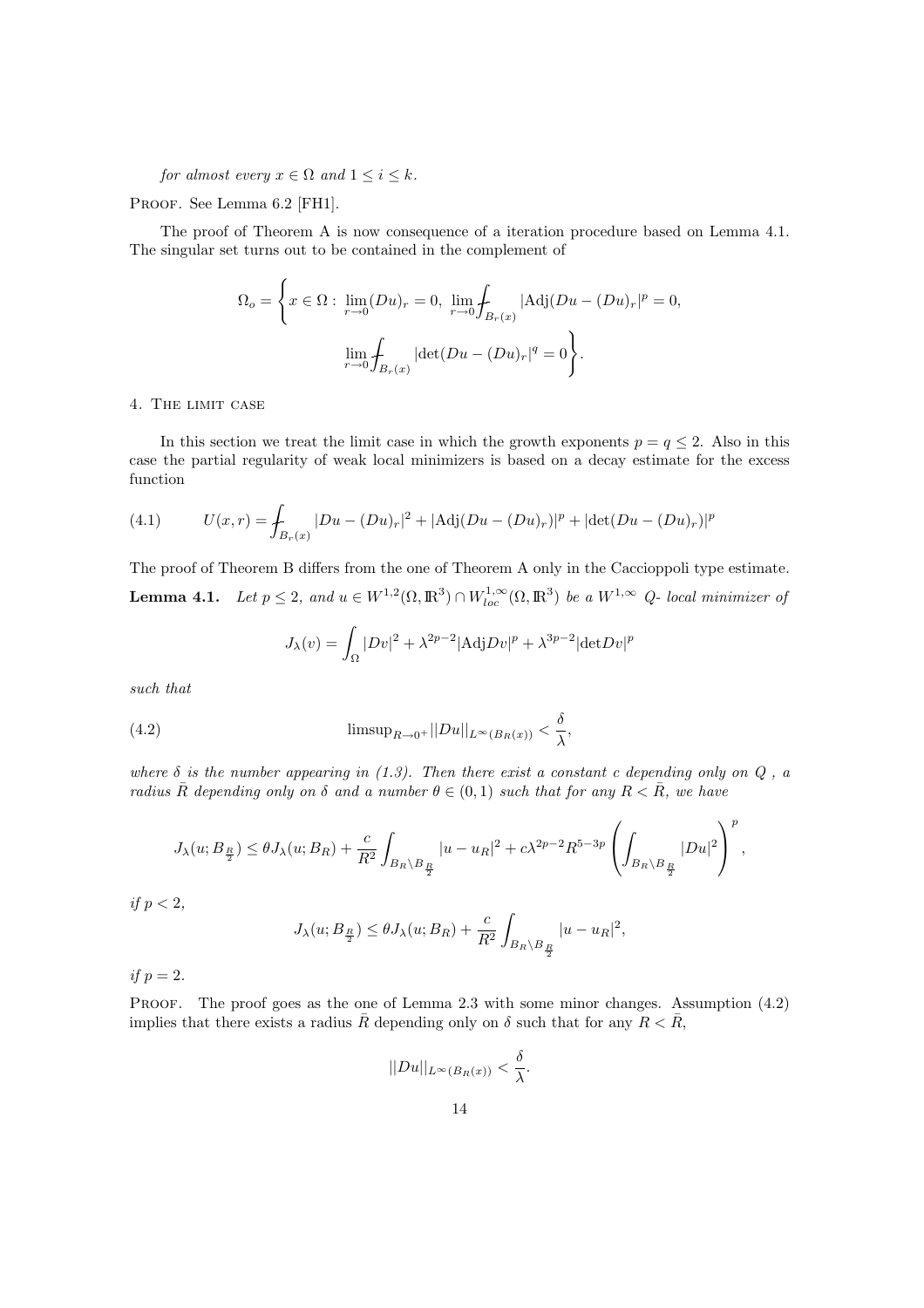*for almost every $x \in \Omega$ and $1 \le i \le k$.*

Proof. See Lemma 6.2 [FH1].

The proof of Theorem A is now consequence of a iteration procedure based on Lemma 4.1. The singular set turns out to be contained in the complement of

$$\Omega_o = \left\{ x \in \Omega : \lim_{r\to 0} (Du)_r = 0, \ \lim_{r\to 0} \fint_{B_r(x)} |\mathrm{Adj}(Du - (Du)_r|^p = 0, \right.$$
$$\left. \lim_{r\to 0} \fint_{B_r(x)} |\det(Du - (Du)_r|^q = 0 \right\}.$$

## 4. The limit case

In this section we treat the limit case in which the growth exponents $p = q \le 2$. Also in this case the partial regularity of weak local minimizers is based on a decay estimate for the excess function

$$U(x,r) = \fint_{B_r(x)} |Du - (Du)_r|^2 + |\mathrm{Adj}(Du - (Du)_r)|^p + |\det(Du - (Du)_r)|^p \tag{4.1}$$

The proof of Theorem B differs from the one of Theorem A only in the Caccioppoli type estimate.

**Lemma 4.1.** *Let $p \le 2$, and $u \in W^{1,2}(\Omega, \mathbb{R}^3) \cap W^{1,\infty}_{loc}(\Omega, \mathbb{R}^3)$ be a $W^{1,\infty}$ $Q$- local minimizer of*

$$J_\lambda(v) = \int_\Omega |Dv|^2 + \lambda^{2p-2} |\mathrm{Adj} Dv|^p + \lambda^{3p-2} |\det Dv|^p$$

*such that*

$$\mathrm{limsup}_{R\to 0^+} ||Du||_{L^\infty(B_R(x))} < \frac{\delta}{\lambda}, \tag{4.2}$$

*where $\delta$ is the number appearing in (1.3). Then there exist a constant $c$ depending only on $Q$ , a radius $\bar{R}$ depending only on $\delta$ and a number $\theta \in (0,1)$ such that for any $R < \bar{R}$, we have*

$$J_\lambda(u; B_{\frac{R}{2}}) \le \theta J_\lambda(u; B_R) + \frac{c}{R^2} \int_{B_R \setminus B_{\frac{R}{2}}} |u - u_R|^2 + c\lambda^{2p-2} R^{5-3p} \left( \int_{B_R \setminus B_{\frac{R}{2}}} |Du|^2 \right)^p,$$

*if $p < 2$,*

$$J_\lambda(u; B_{\frac{R}{2}}) \le \theta J_\lambda(u; B_R) + \frac{c}{R^2} \int_{B_R \setminus B_{\frac{R}{2}}} |u - u_R|^2,$$

*if $p = 2$.*

Proof. The proof goes as the one of Lemma 2.3 with some minor changes. Assumption (4.2) implies that there exists a radius $\bar{R}$ depending only on $\delta$ such that for any $R < \bar{R}$,

$$||Du||_{L^\infty(B_R(x))} < \frac{\delta}{\lambda}.$$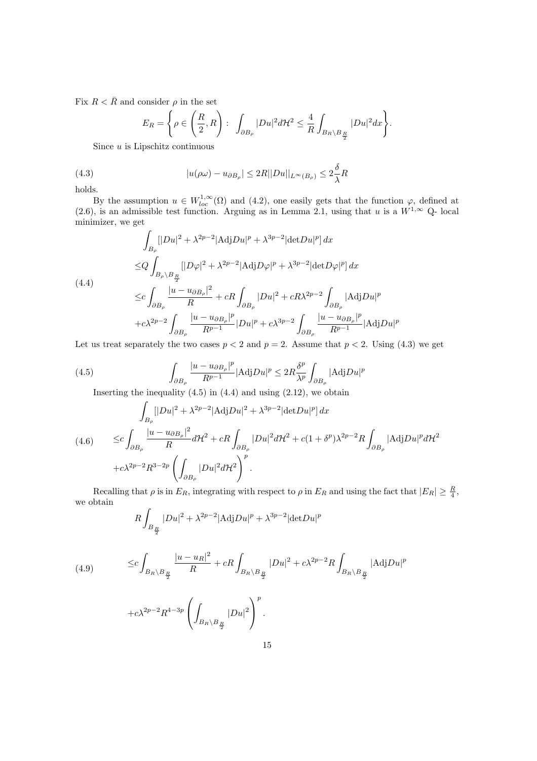Fix $R < \bar{R}$ and consider $\rho$ in the set

$$E_R = \left\{ \rho \in \left(\frac{R}{2}, R\right) : \int_{\partial B_\rho} |Du|^2 d\mathcal{H}^2 \leq \frac{4}{R} \int_{B_R \setminus B_{\frac{R}{2}}} |Du|^2 dx \right\}.$$

Since $u$ is Lipschitz continuous

$$|u(\rho\omega) - u_{\partial B_\rho}| \leq 2R||Du||_{L^\infty(B_\rho)} \leq 2\frac{\delta}{\lambda}R \tag{4.3}$$

holds.

By the assumption $u \in W^{1,\infty}_{loc}(\Omega)$ and (4.2), one easily gets that the function $\varphi$, defined at (2.6), is an admissible test function. Arguing as in Lemma 2.1, using that $u$ is a $W^{1,\infty}$ Q- local minimizer, we get

$$\begin{aligned}
&\int_{B_\rho} [|Du|^2 + \lambda^{2p-2}|\mathrm{Adj}Du|^p + \lambda^{3p-2}|\det Du|^p]\, dx \\
\leq& Q \int_{B_\rho \setminus B_{\frac{R}{2}}} [|D\varphi|^2 + \lambda^{2p-2}|\mathrm{Adj}D\varphi|^p + \lambda^{3p-2}|\det D\varphi|^p]\, dx \\
\leq& c\int_{\partial B_\rho} \frac{|u - u_{\partial B_\rho}|^2}{R} + cR\int_{\partial B_\rho} |Du|^2 + cR\lambda^{2p-2}\int_{\partial B_\rho} |\mathrm{Adj}Du|^p \\
&+ c\lambda^{2p-2}\int_{\partial B_\rho} \frac{|u - u_{\partial B_\rho}|^p}{R^{p-1}}|Du|^p + c\lambda^{3p-2}\int_{\partial B_\rho} \frac{|u - u_{\partial B_\rho}|^p}{R^{p-1}}|\mathrm{Adj}Du|^p
\end{aligned} \tag{4.4}$$

Let us treat separately the two cases $p < 2$ and $p = 2$. Assume that $p < 2$. Using (4.3) we get

$$\int_{\partial B_\rho} \frac{|u - u_{\partial B_\rho}|^p}{R^{p-1}} |\mathrm{Adj}Du|^p \leq 2R\frac{\delta^p}{\lambda^p}\int_{\partial B_\rho} |\mathrm{Adj}Du|^p \tag{4.5}$$

Inserting the inequality (4.5) in (4.4) and using (2.12), we obtain

$$\begin{aligned}
&\int_{B_\rho} [|Du|^2 + \lambda^{2p-2}|\mathrm{Adj}Du|^2 + \lambda^{3p-2}|\det Du|^p]\, dx \\
\leq& c\int_{\partial B_\rho} \frac{|u - u_{\partial B_\rho}|^2}{R} d\mathcal{H}^2 + cR\int_{\partial B_\rho} |Du|^2 d\mathcal{H}^2 + c(1 + \delta^p)\lambda^{2p-2}R\int_{\partial B_\rho} |\mathrm{Adj}Du|^p d\mathcal{H}^2 \\
&+ c\lambda^{2p-2}R^{3-2p}\left(\int_{\partial B_\rho} |Du|^2 d\mathcal{H}^2\right)^p.
\end{aligned} \tag{4.6}$$

Recalling that $\rho$ is in $E_R$, integrating with respect to $\rho$ in $E_R$ and using the fact that $|E_R| \geq \frac{R}{4}$, we obtain

$$R\int_{B_{\frac{R}{2}}} |Du|^2 + \lambda^{2p-2}|\mathrm{Adj}Du|^p + \lambda^{3p-2}|\det Du|^p$$

$$\begin{aligned}
\leq& c\int_{B_R \setminus B_{\frac{R}{2}}} \frac{|u - u_R|^2}{R} + cR\int_{B_R \setminus B_{\frac{R}{2}}} |Du|^2 + c\lambda^{2p-2}R\int_{B_R \setminus B_{\frac{R}{2}}} |\mathrm{Adj}Du|^p \\
&+ c\lambda^{2p-2}R^{4-3p}\left(\int_{B_R \setminus B_{\frac{R}{2}}} |Du|^2\right)^p.
\end{aligned} \tag{4.9}$$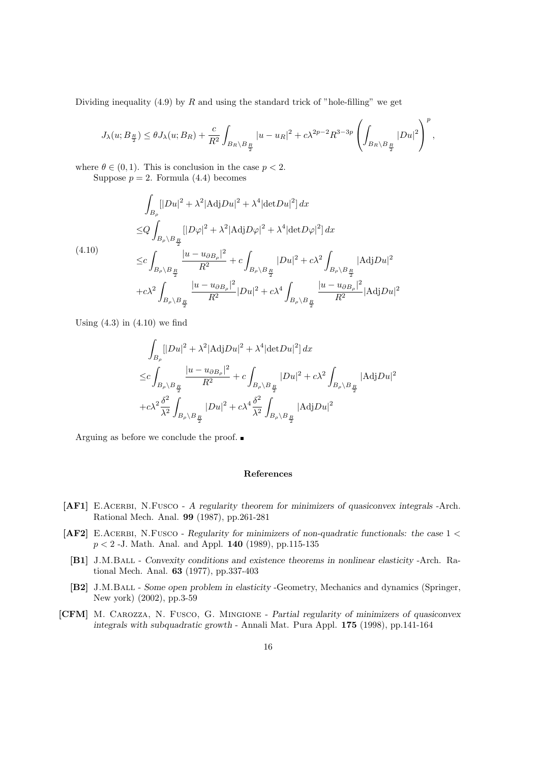Dividing inequality (4.9) by $R$ and using the standard trick of "hole-filling" we get

$$J_\lambda(u; B_{\frac{R}{2}}) \leq \theta J_\lambda(u; B_R) + \frac{c}{R^2}\int_{B_R\setminus B_{\frac{R}{2}}} |u-u_R|^2 + c\lambda^{2p-2}R^{3-3p}\left(\int_{B_R\setminus B_{\frac{R}{2}}} |Du|^2\right)^p,$$

where $\theta \in (0,1)$. This is conclusion in the case $p < 2$.

Suppose $p = 2$. Formula (4.4) becomes

$$\begin{aligned}
&\int_{B_\rho}[|Du|^2 + \lambda^2|\mathrm{Adj}Du|^2 + \lambda^4|\mathrm{det}Du|^2]\,dx \\
\leq & Q\int_{B_\rho\setminus B_{\frac{R}{2}}}[|D\varphi|^2 + \lambda^2|\mathrm{Adj}D\varphi|^2 + \lambda^4|\mathrm{det}D\varphi|^2]\,dx \\
\leq & c\int_{B_\rho\setminus B_{\frac{R}{2}}}\frac{|u-u_{\partial B_\rho}|^2}{R^2} + c\int_{B_\rho\setminus B_{\frac{R}{2}}}|Du|^2 + c\lambda^2\int_{B_\rho\setminus B_{\frac{R}{2}}}|\mathrm{Adj}Du|^2 \\
& + c\lambda^2\int_{B_\rho\setminus B_{\frac{R}{2}}}\frac{|u-u_{\partial B_\rho}|^2}{R^2}|Du|^2 + c\lambda^4\int_{B_\rho\setminus B_{\frac{R}{2}}}\frac{|u-u_{\partial B_\rho}|^2}{R^2}|\mathrm{Adj}Du|^2
\end{aligned} \tag{4.10}$$

Using (4.3) in (4.10) we find

$$\begin{aligned}
&\int_{B_\rho}[|Du|^2 + \lambda^2|\mathrm{Adj}Du|^2 + \lambda^4|\mathrm{det}Du|^2]\,dx \\
\leq & c\int_{B_\rho\setminus B_{\frac{R}{2}}}\frac{|u-u_{\partial B_\rho}|^2}{R^2} + c\int_{B_\rho\setminus B_{\frac{R}{2}}}|Du|^2 + c\lambda^2\int_{B_\rho\setminus B_{\frac{R}{2}}}|\mathrm{Adj}Du|^2 \\
& + c\lambda^2\frac{\delta^2}{\lambda^2}\int_{B_\rho\setminus B_{\frac{R}{2}}}|Du|^2 + c\lambda^4\frac{\delta^2}{\lambda^2}\int_{B_\rho\setminus B_{\frac{R}{2}}}|\mathrm{Adj}Du|^2
\end{aligned}$$

Arguing as before we conclude the proof. ∎

## References

**[AF1]** E.Acerbi, N.Fusco - *A regularity theorem for minimizers of quasiconvex integrals* -Arch. Rational Mech. Anal. **99** (1987), pp.261-281

**[AF2]** E.Acerbi, N.Fusco - *Regularity for minimizers of non-quadratic functionals: the case $1 < p < 2$* -J. Math. Anal. and Appl. **140** (1989), pp.115-135

**[B1]** J.M.Ball - *Convexity conditions and existence theorems in nonlinear elasticity* -Arch. Rational Mech. Anal. **63** (1977), pp.337-403

**[B2]** J.M.Ball - *Some open problem in elasticity* -Geometry, Mechanics and dynamics (Springer, New york) (2002), pp.3-59

**[CFM]** M. Carozza, N. Fusco, G. Mingione - *Partial regularity of minimizers of quasiconvex integrals with subquadratic growth* - Annali Mat. Pura Appl. **175** (1998), pp.141-164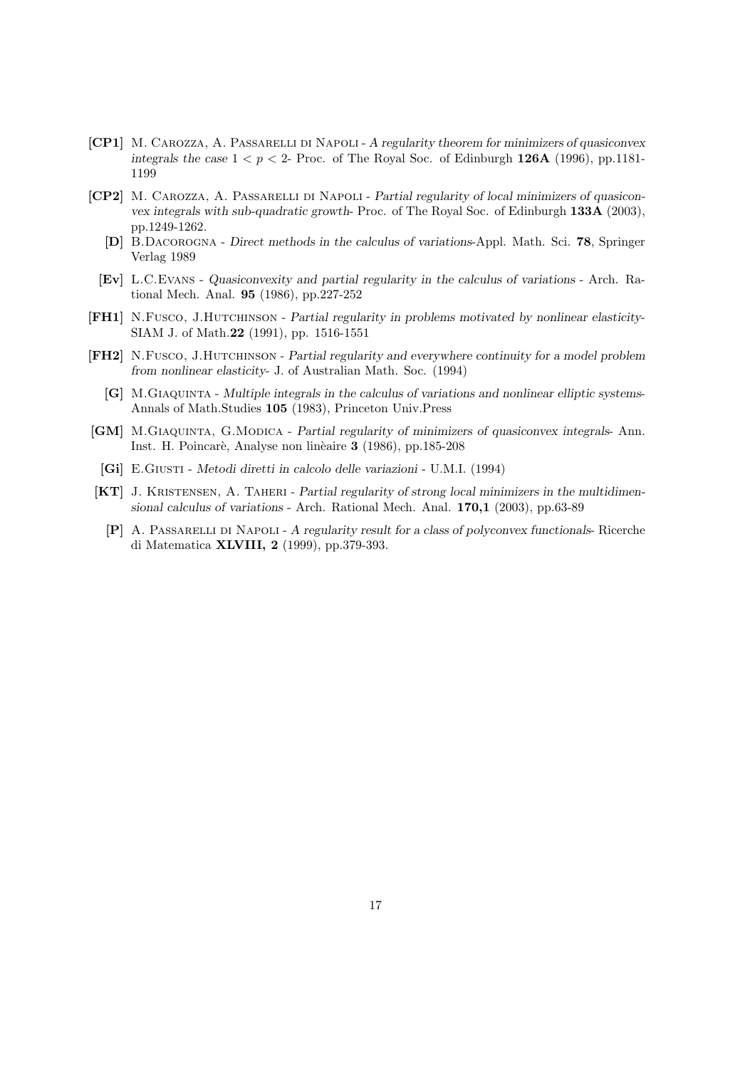**[CP1]** M. Carozza, A. Passarelli di Napoli - *A regularity theorem for minimizers of quasiconvex integrals the case $1 < p < 2$*- Proc. of The Royal Soc. of Edinburgh **126A** (1996), pp.1181-1199

**[CP2]** M. Carozza, A. Passarelli di Napoli - *Partial regularity of local minimizers of quasiconvex integrals with sub-quadratic growth*- Proc. of The Royal Soc. of Edinburgh **133A** (2003), pp.1249-1262.

**[D]** B.Dacorogna - *Direct methods in the calculus of variations*-Appl. Math. Sci. **78**, Springer Verlag 1989

**[Ev]** L.C.Evans - *Quasiconvexity and partial regularity in the calculus of variations* - Arch. Rational Mech. Anal. **95** (1986), pp.227-252

**[FH1]** N.Fusco, J.Hutchinson - *Partial regularity in problems motivated by nonlinear elasticity*- SIAM J. of Math.**22** (1991), pp. 1516-1551

**[FH2]** N.Fusco, J.Hutchinson - *Partial regularity and everywhere continuity for a model problem from nonlinear elasticity*- J. of Australian Math. Soc. (1994)

**[G]** M.Giaquinta - *Multiple integrals in the calculus of variations and nonlinear elliptic systems*- Annals of Math.Studies **105** (1983), Princeton Univ.Press

**[GM]** M.Giaquinta, G.Modica - *Partial regularity of minimizers of quasiconvex integrals*- Ann. Inst. H. Poincarè, Analyse non linèaire **3** (1986), pp.185-208

**[Gi]** E.Giusti - *Metodi diretti in calcolo delle variazioni* - U.M.I. (1994)

**[KT]** J. Kristensen, A. Taheri - *Partial regularity of strong local minimizers in the multidimensional calculus of variations* - Arch. Rational Mech. Anal. **170,1** (2003), pp.63-89

**[P]** A. Passarelli di Napoli - *A regularity result for a class of polyconvex functionals*- Ricerche di Matematica **XLVIII, 2** (1999), pp.379-393.